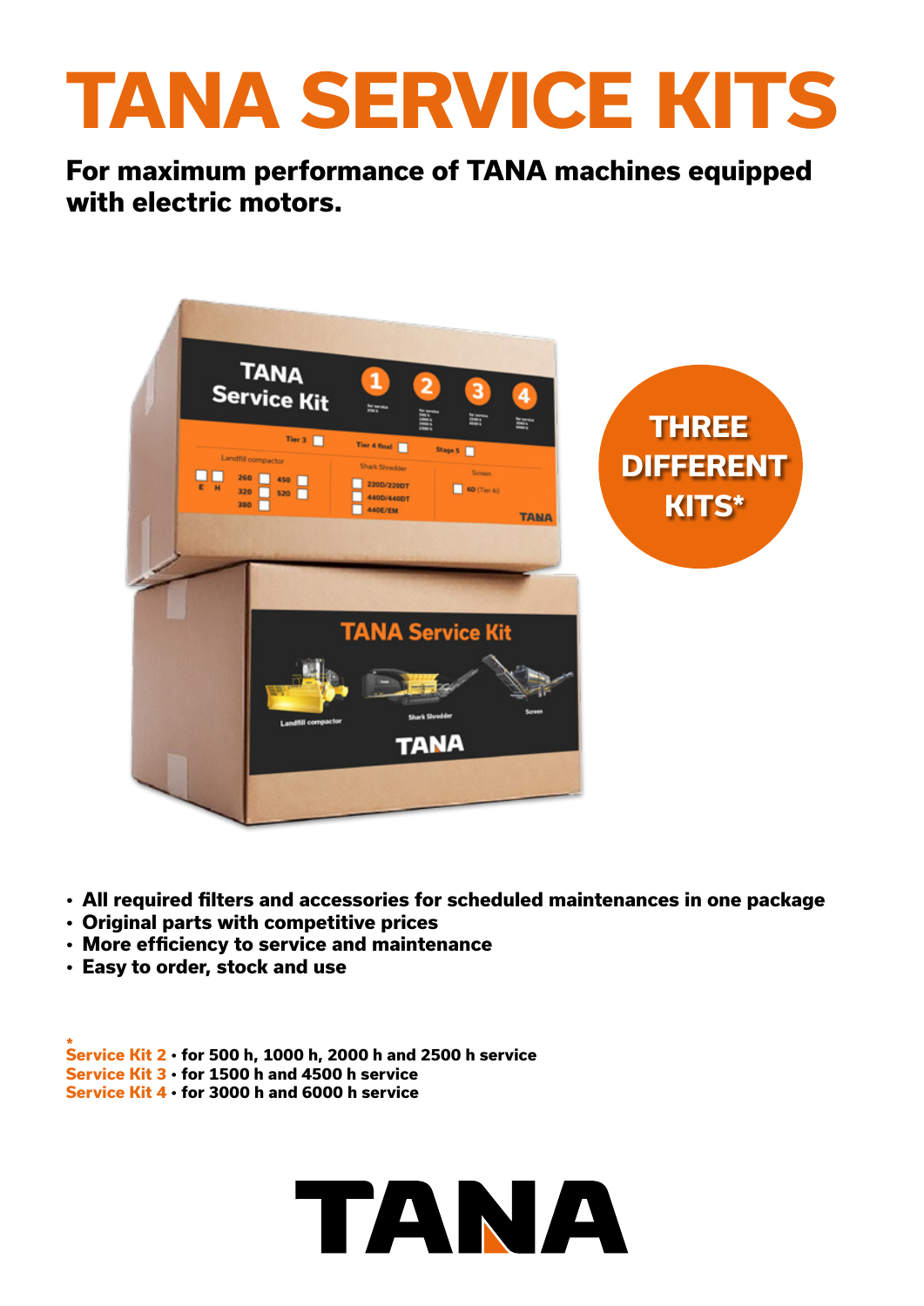# TANA SERVICE KITS

**For maximum performance of TANA machines equipped with electric motors.**

THREE DIFFERENT KITS*

- **All required filters and accessories for scheduled maintenances in one package**
- **Original parts with competitive prices**
- **More efficiency to service and maintenance**
- **Easy to order, stock and use**

*
**Service Kit 2 • for 500 h, 1000 h, 2000 h and 2500 h service**
**Service Kit 3 • for 1500 h and 4500 h service**
**Service Kit 4 • for 3000 h and 6000 h service**

TANA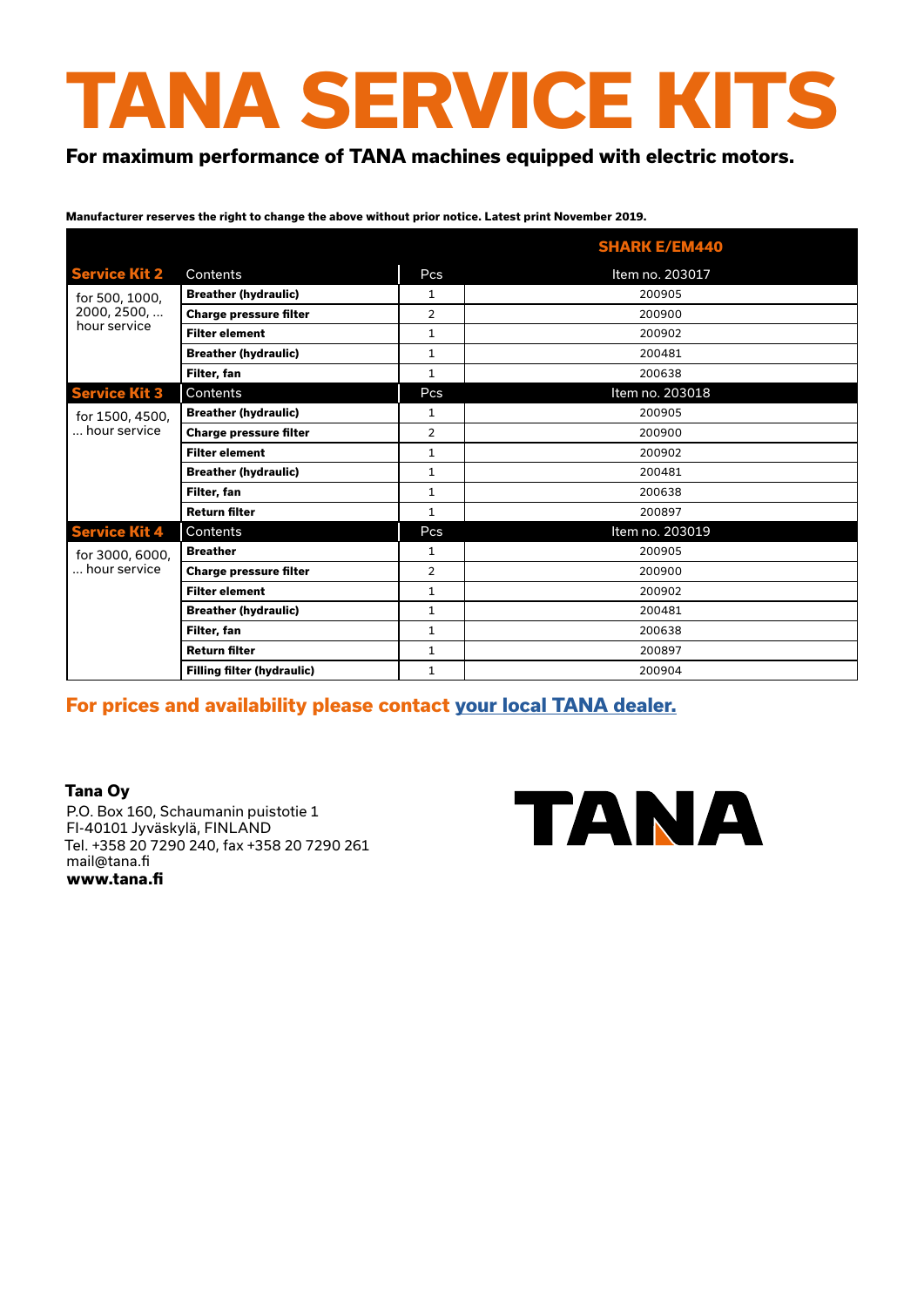# TANA SERVICE KITS

**For maximum performance of TANA machines equipped with electric motors.**

**Manufacturer reserves the right to change the above without prior notice. Latest print November 2019.**

| | | | SHARK E/EM440 |
|---|---|---|---|
| **Service Kit 2** | Contents | Pcs | Item no. 203017 |
| for 500, 1000, 2000, 2500, ... hour service | **Breather (hydraulic)** | 1 | 200905 |
| | **Charge pressure filter** | 2 | 200900 |
| | **Filter element** | 1 | 200902 |
| | **Breather (hydraulic)** | 1 | 200481 |
| | **Filter, fan** | 1 | 200638 |
| **Service Kit 3** | Contents | Pcs | Item no. 203018 |
| for 1500, 4500, ... hour service | **Breather (hydraulic)** | 1 | 200905 |
| | **Charge pressure filter** | 2 | 200900 |
| | **Filter element** | 1 | 200902 |
| | **Breather (hydraulic)** | 1 | 200481 |
| | **Filter, fan** | 1 | 200638 |
| | **Return filter** | 1 | 200897 |
| **Service Kit 4** | Contents | Pcs | Item no. 203019 |
| for 3000, 6000, ... hour service | **Breather** | 1 | 200905 |
| | **Charge pressure filter** | 2 | 200900 |
| | **Filter element** | 1 | 200902 |
| | **Breather (hydraulic)** | 1 | 200481 |
| | **Filter, fan** | 1 | 200638 |
| | **Return filter** | 1 | 200897 |
| | **Filling filter (hydraulic)** | 1 | 200904 |

**For prices and availability please contact your local TANA dealer.**

**Tana Oy**
P.O. Box 160, Schaumanin puistotie 1
FI-40101 Jyväskylä, FINLAND
Tel. +358 20 7290 240, fax +358 20 7290 261
mail@tana.fi
**www.tana.fi**

TANA